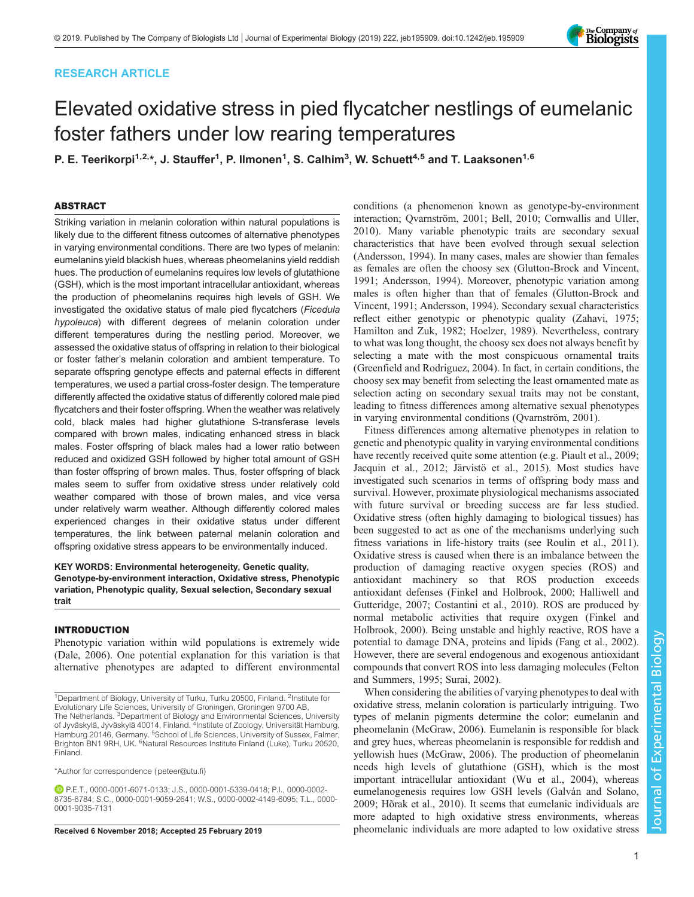RESEARCH ARTICLE

# Elevated oxidative stress in pied flycatcher nestlings of eumelanic foster fathers under low rearing temperatures

P. E. Teerikorpi[1,2,*], J. Stauffer[1], P. Ilmonen[1], S. Calhim[3], W. Schuett[4,5] and T. Laaksonen[1,6]

## ABSTRACT

Striking variation in melanin coloration within natural populations is likely due to the different fitness outcomes of alternative phenotypes in varying environmental conditions. There are two types of melanin: eumelanins yield blackish hues, whereas pheomelanins yield reddish hues. The production of eumelanins requires low levels of glutathione (GSH), which is the most important intracellular antioxidant, whereas the production of pheomelanins requires high levels of GSH. We investigated the oxidative status of male pied flycatchers (*Ficedula hypoleuca*) with different degrees of melanin coloration under different temperatures during the nestling period. Moreover, we assessed the oxidative status of offspring in relation to their biological or foster father's melanin coloration and ambient temperature. To separate offspring genotype effects and paternal effects in different temperatures, we used a partial cross-foster design. The temperature differently affected the oxidative status of differently colored male pied flycatchers and their foster offspring. When the weather was relatively cold, black males had higher glutathione S-transferase levels compared with brown males, indicating enhanced stress in black males. Foster offspring of black males had a lower ratio between reduced and oxidized GSH followed by higher total amount of GSH than foster offspring of brown males. Thus, foster offspring of black males seem to suffer from oxidative stress under relatively cold weather compared with those of brown males, and vice versa under relatively warm weather. Although differently colored males experienced changes in their oxidative status under different temperatures, the link between paternal melanin coloration and offspring oxidative stress appears to be environmentally induced.

**KEY WORDS: Environmental heterogeneity, Genetic quality, Genotype-by-environment interaction, Oxidative stress, Phenotypic variation, Phenotypic quality, Sexual selection, Secondary sexual trait**

## INTRODUCTION

Phenotypic variation within wild populations is extremely wide (Dale, 2006). One potential explanation for this variation is that alternative phenotypes are adapted to different environmental conditions (a phenomenon known as genotype-by-environment interaction; Qvarnström, 2001; Bell, 2010; Cornwallis and Uller, 2010). Many variable phenotypic traits are secondary sexual characteristics that have been evolved through sexual selection (Andersson, 1994). In many cases, males are showier than females as females are often the choosy sex (Glutton-Brock and Vincent, 1991; Andersson, 1994). Moreover, phenotypic variation among males is often higher than that of females (Glutton-Brock and Vincent, 1991; Andersson, 1994). Secondary sexual characteristics reflect either genotypic or phenotypic quality (Zahavi, 1975; Hamilton and Zuk, 1982; Hoelzer, 1989). Nevertheless, contrary to what was long thought, the choosy sex does not always benefit by selecting a mate with the most conspicuous ornamental traits (Greenfield and Rodriguez, 2004). In fact, in certain conditions, the choosy sex may benefit from selecting the least ornamented mate as selection acting on secondary sexual traits may not be constant, leading to fitness differences among alternative sexual phenotypes in varying environmental conditions (Qvarnström, 2001).

Fitness differences among alternative phenotypes in relation to genetic and phenotypic quality in varying environmental conditions have recently received quite some attention (e.g. Piault et al., 2009; Jacquin et al., 2012; Järvistö et al., 2015). Most studies have investigated such scenarios in terms of offspring body mass and survival. However, proximate physiological mechanisms associated with future survival or breeding success are far less studied. Oxidative stress (often highly damaging to biological tissues) has been suggested to act as one of the mechanisms underlying such fitness variations in life-history traits (see Roulin et al., 2011). Oxidative stress is caused when there is an imbalance between the production of damaging reactive oxygen species (ROS) and antioxidant machinery so that ROS production exceeds antioxidant defenses (Finkel and Holbrook, 2000; Halliwell and Gutteridge, 2007; Costantini et al., 2010). ROS are produced by normal metabolic activities that require oxygen (Finkel and Holbrook, 2000). Being unstable and highly reactive, ROS have a potential to damage DNA, proteins and lipids (Fang et al., 2002). However, there are several endogenous and exogenous antioxidant compounds that convert ROS into less damaging molecules (Felton and Summers, 1995; Surai, 2002).

When considering the abilities of varying phenotypes to deal with oxidative stress, melanin coloration is particularly intriguing. Two types of melanin pigments determine the color: eumelanin and pheomelanin (McGraw, 2006). Eumelanin is responsible for black and grey hues, whereas pheomelanin is responsible for reddish and yellowish hues (McGraw, 2006). The production of pheomelanin needs high levels of glutathione (GSH), which is the most important intracellular antioxidant (Wu et al., 2004), whereas eumelanogenesis requires low GSH levels (Galván and Solano, 2009; Hõrak et al., 2010). It seems that eumelanic individuals are more adapted to high oxidative stress environments, whereas pheomelanic individuals are more adapted to low oxidative stress

[1]Department of Biology, University of Turku, Turku 20500, Finland. [2]Institute for Evolutionary Life Sciences, University of Groningen, Groningen 9700 AB, The Netherlands. [3]Department of Biology and Environmental Sciences, University of Jyväskylä, Jyväskylä 40014, Finland. [4]Institute of Zoology, Universität Hamburg, Hamburg 20146, Germany. [5]School of Life Sciences, University of Sussex, Falmer, Brighton BN1 9RH, UK. [6]Natural Resources Institute Finland (Luke), Turku 20520, Finland.

*Author for correspondence (peteer@utu.fi)

P.E.T., 0000-0001-6071-0133; J.S., 0000-0001-5339-0418; P.I., 0000-0002-8735-6784; S.C., 0000-0001-9059-2641; W.S., 0000-0002-4149-6095; T.L., 0000-0001-9035-7131

Received 6 November 2018; Accepted 25 February 2019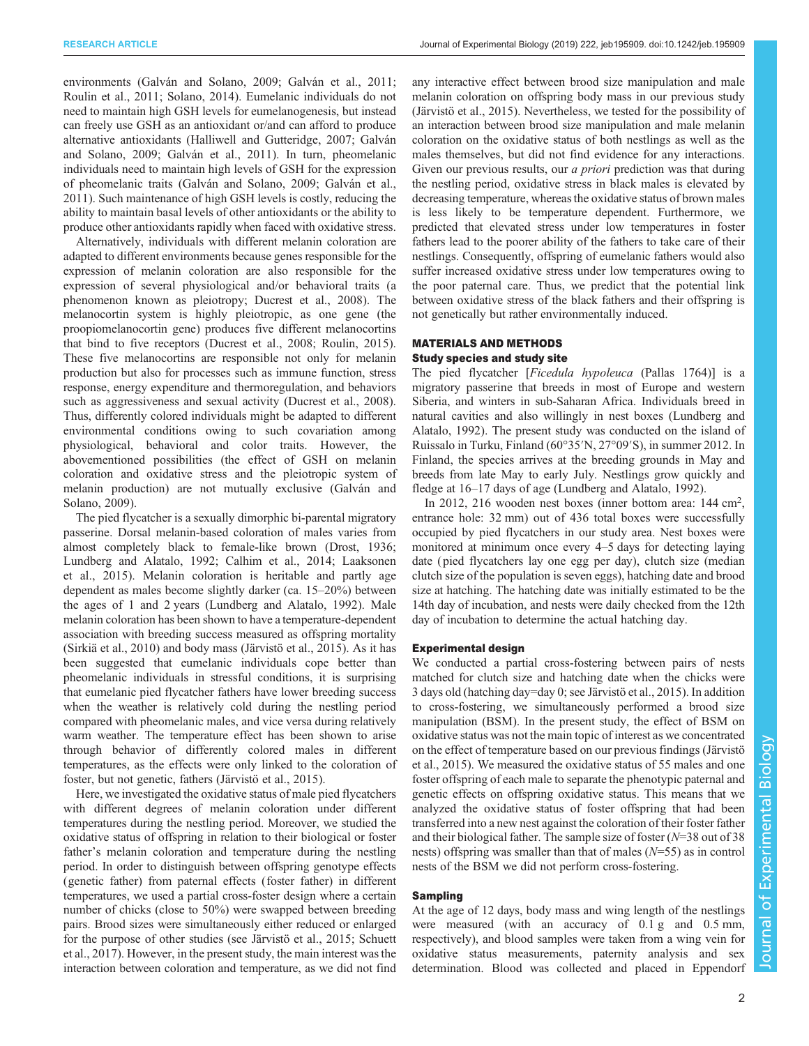environments (Galván and Solano, 2009; Galván et al., 2011; Roulin et al., 2011; Solano, 2014). Eumelanic individuals do not need to maintain high GSH levels for eumelanogenesis, but instead can freely use GSH as an antioxidant or/and can afford to produce alternative antioxidants (Halliwell and Gutteridge, 2007; Galván and Solano, 2009; Galván et al., 2011). In turn, pheomelanic individuals need to maintain high levels of GSH for the expression of pheomelanic traits (Galván and Solano, 2009; Galván et al., 2011). Such maintenance of high GSH levels is costly, reducing the ability to maintain basal levels of other antioxidants or the ability to produce other antioxidants rapidly when faced with oxidative stress.

Alternatively, individuals with different melanin coloration are adapted to different environments because genes responsible for the expression of melanin coloration are also responsible for the expression of several physiological and/or behavioral traits (a phenomenon known as pleiotropy; Ducrest et al., 2008). The melanocortin system is highly pleiotropic, as one gene (the proopiomelanocortin gene) produces five different melanocortins that bind to five receptors (Ducrest et al., 2008; Roulin, 2015). These five melanocortins are responsible not only for melanin production but also for processes such as immune function, stress response, energy expenditure and thermoregulation, and behaviors such as aggressiveness and sexual activity (Ducrest et al., 2008). Thus, differently colored individuals might be adapted to different environmental conditions owing to such covariation among physiological, behavioral and color traits. However, the abovementioned possibilities (the effect of GSH on melanin coloration and oxidative stress and the pleiotropic system of melanin production) are not mutually exclusive (Galván and Solano, 2009).

The pied flycatcher is a sexually dimorphic bi-parental migratory passerine. Dorsal melanin-based coloration of males varies from almost completely black to female-like brown (Drost, 1936; Lundberg and Alatalo, 1992; Calhim et al., 2014; Laaksonen et al., 2015). Melanin coloration is heritable and partly age dependent as males become slightly darker (ca. 15–20%) between the ages of 1 and 2 years (Lundberg and Alatalo, 1992). Male melanin coloration has been shown to have a temperature-dependent association with breeding success measured as offspring mortality (Sirkiä et al., 2010) and body mass (Järvistö et al., 2015). As it has been suggested that eumelanic individuals cope better than pheomelanic individuals in stressful conditions, it is surprising that eumelanic pied flycatcher fathers have lower breeding success when the weather is relatively cold during the nestling period compared with pheomelanic males, and vice versa during relatively warm weather. The temperature effect has been shown to arise through behavior of differently colored males in different temperatures, as the effects were only linked to the coloration of foster, but not genetic, fathers (Järvistö et al., 2015).

Here, we investigated the oxidative status of male pied flycatchers with different degrees of melanin coloration under different temperatures during the nestling period. Moreover, we studied the oxidative status of offspring in relation to their biological or foster father's melanin coloration and temperature during the nestling period. In order to distinguish between offspring genotype effects (genetic father) from paternal effects (foster father) in different temperatures, we used a partial cross-foster design where a certain number of chicks (close to 50%) were swapped between breeding pairs. Brood sizes were simultaneously either reduced or enlarged for the purpose of other studies (see Järvistö et al., 2015; Schuett et al., 2017). However, in the present study, the main interest was the interaction between coloration and temperature, as we did not find any interactive effect between brood size manipulation and male melanin coloration on offspring body mass in our previous study (Järvistö et al., 2015). Nevertheless, we tested for the possibility of an interaction between brood size manipulation and male melanin coloration on the oxidative status of both nestlings as well as the males themselves, but did not find evidence for any interactions. Given our previous results, our *a priori* prediction was that during the nestling period, oxidative stress in black males is elevated by decreasing temperature, whereas the oxidative status of brown males is less likely to be temperature dependent. Furthermore, we predicted that elevated stress under low temperatures in foster fathers lead to the poorer ability of the fathers to take care of their nestlings. Consequently, offspring of eumelanic fathers would also suffer increased oxidative stress under low temperatures owing to the poor paternal care. Thus, we predict that the potential link between oxidative stress of the black fathers and their offspring is not genetically but rather environmentally induced.

## MATERIALS AND METHODS

### Study species and study site

The pied flycatcher [*Ficedula hypoleuca* (Pallas 1764)] is a migratory passerine that breeds in most of Europe and western Siberia, and winters in sub-Saharan Africa. Individuals breed in natural cavities and also willingly in nest boxes (Lundberg and Alatalo, 1992). The present study was conducted on the island of Ruissalo in Turku, Finland (60°35′N, 27°09′S), in summer 2012. In Finland, the species arrives at the breeding grounds in May and breeds from late May to early July. Nestlings grow quickly and fledge at 16–17 days of age (Lundberg and Alatalo, 1992).

In 2012, 216 wooden nest boxes (inner bottom area: 144 cm$^2$, entrance hole: 32 mm) out of 436 total boxes were successfully occupied by pied flycatchers in our study area. Nest boxes were monitored at minimum once every 4–5 days for detecting laying date (pied flycatchers lay one egg per day), clutch size (median clutch size of the population is seven eggs), hatching date and brood size at hatching. The hatching date was initially estimated to be the 14th day of incubation, and nests were daily checked from the 12th day of incubation to determine the actual hatching day.

### Experimental design

We conducted a partial cross-fostering between pairs of nests matched for clutch size and hatching date when the chicks were 3 days old (hatching day=day 0; see Järvistö et al., 2015). In addition to cross-fostering, we simultaneously performed a brood size manipulation (BSM). In the present study, the effect of BSM on oxidative status was not the main topic of interest as we concentrated on the effect of temperature based on our previous findings (Järvistö et al., 2015). We measured the oxidative status of 55 males and one foster offspring of each male to separate the phenotypic paternal and genetic effects on offspring oxidative status. This means that we analyzed the oxidative status of foster offspring that had been transferred into a new nest against the coloration of their foster father and their biological father. The sample size of foster ($N$=38 out of 38 nests) offspring was smaller than that of males ($N$=55) as in control nests of the BSM we did not perform cross-fostering.

### Sampling

At the age of 12 days, body mass and wing length of the nestlings were measured (with an accuracy of 0.1 g and 0.5 mm, respectively), and blood samples were taken from a wing vein for oxidative status measurements, paternity analysis and sex determination. Blood was collected and placed in Eppendorf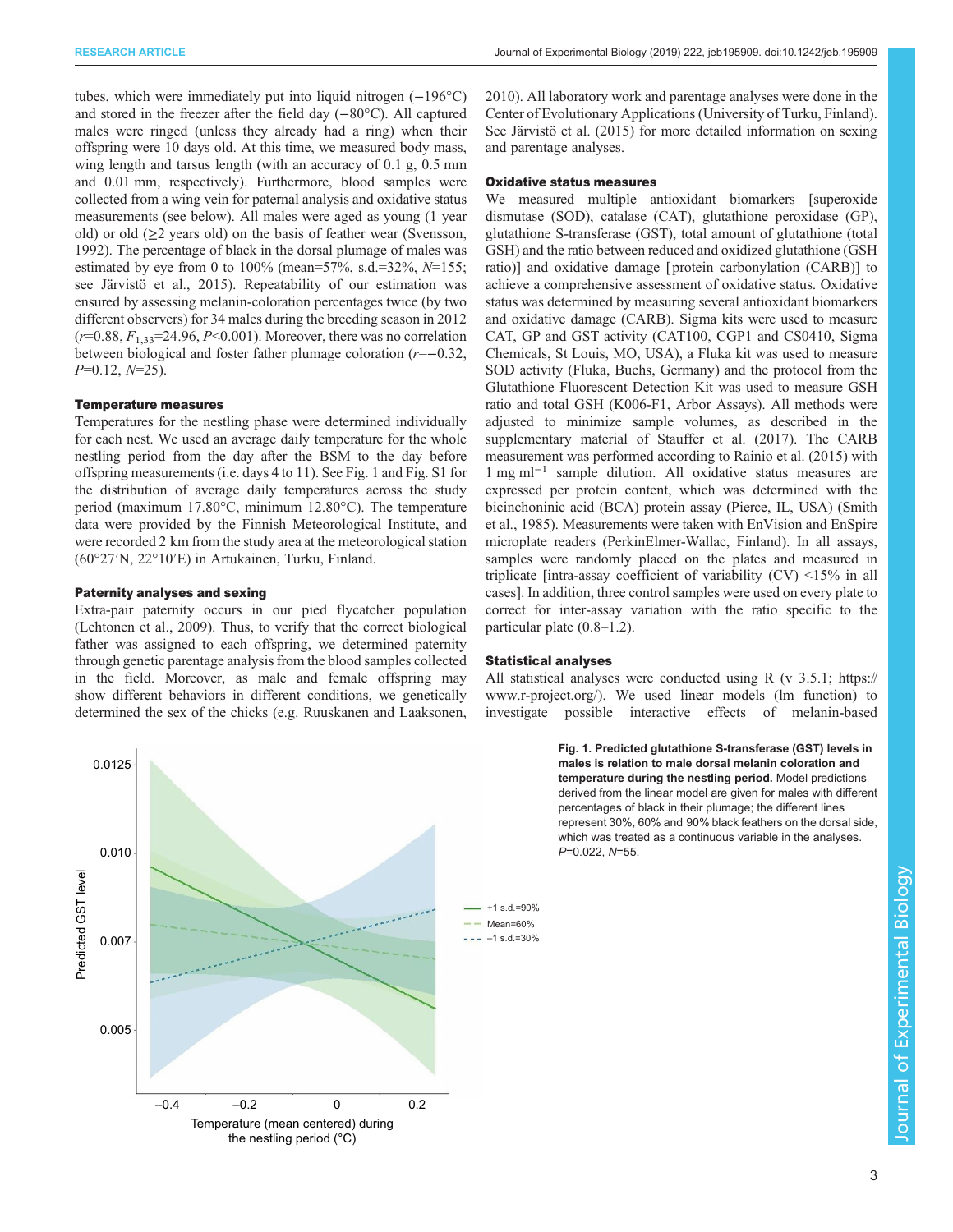tubes, which were immediately put into liquid nitrogen (−196°C) and stored in the freezer after the field day (−80°C). All captured males were ringed (unless they already had a ring) when their offspring were 10 days old. At this time, we measured body mass, wing length and tarsus length (with an accuracy of 0.1 g, 0.5 mm and 0.01 mm, respectively). Furthermore, blood samples were collected from a wing vein for paternal analysis and oxidative status measurements (see below). All males were aged as young (1 year old) or old (≥2 years old) on the basis of feather wear (Svensson, 1992). The percentage of black in the dorsal plumage of males was estimated by eye from 0 to 100% (mean=57%, s.d.=32%, $N$=155; see Järvistö et al., 2015). Repeatability of our estimation was ensured by assessing melanin-coloration percentages twice (by two different observers) for 34 males during the breeding season in 2012 ($r$=0.88, $F_{1,33}$=24.96, $P$<0.001). Moreover, there was no correlation between biological and foster father plumage coloration ($r$=−0.32, $P$=0.12, $N$=25).

### Temperature measures

Temperatures for the nestling phase were determined individually for each nest. We used an average daily temperature for the whole nestling period from the day after the BSM to the day before offspring measurements (i.e. days 4 to 11). See Fig. 1 and Fig. S1 for the distribution of average daily temperatures across the study period (maximum 17.80°C, minimum 12.80°C). The temperature data were provided by the Finnish Meteorological Institute, and were recorded 2 km from the study area at the meteorological station (60°27′N, 22°10′E) in Artukainen, Turku, Finland.

### Paternity analyses and sexing

Extra-pair paternity occurs in our pied flycatcher population (Lehtonen et al., 2009). Thus, to verify that the correct biological father was assigned to each offspring, we determined paternity through genetic parentage analysis from the blood samples collected in the field. Moreover, as male and female offspring may show different behaviors in different conditions, we genetically determined the sex of the chicks (e.g. Ruuskanen and Laaksonen, 2010). All laboratory work and parentage analyses were done in the Center of Evolutionary Applications (University of Turku, Finland). See Järvistö et al. (2015) for more detailed information on sexing and parentage analyses.

### Oxidative status measures

We measured multiple antioxidant biomarkers [superoxide dismutase (SOD), catalase (CAT), glutathione peroxidase (GP), glutathione S-transferase (GST), total amount of glutathione (total GSH) and the ratio between reduced and oxidized glutathione (GSH ratio)] and oxidative damage [protein carbonylation (CARB)] to achieve a comprehensive assessment of oxidative status. Oxidative status was determined by measuring several antioxidant biomarkers and oxidative damage (CARB). Sigma kits were used to measure CAT, GP and GST activity (CAT100, CGP1 and CS0410, Sigma Chemicals, St Louis, MO, USA), a Fluka kit was used to measure SOD activity (Fluka, Buchs, Germany) and the protocol from the Glutathione Fluorescent Detection Kit was used to measure GSH ratio and total GSH (K006-F1, Arbor Assays). All methods were adjusted to minimize sample volumes, as described in the supplementary material of Stauffer et al. (2017). The CARB measurement was performed according to Rainio et al. (2015) with 1 mg ml$^{-1}$ sample dilution. All oxidative status measures are expressed per protein content, which was determined with the bicinchoninic acid (BCA) protein assay (Pierce, IL, USA) (Smith et al., 1985). Measurements were taken with EnVision and EnSpire microplate readers (PerkinElmer-Wallac, Finland). In all assays, samples were randomly placed on the plates and measured in triplicate [intra-assay coefficient of variability (CV) <15% in all cases]. In addition, three control samples were used on every plate to correct for inter-assay variation with the ratio specific to the particular plate (0.8–1.2).

### Statistical analyses

All statistical analyses were conducted using R (v 3.5.1; https://www.r-project.org/). We used linear models (lm function) to investigate possible interactive effects of melanin-based

**Fig. 1. Predicted glutathione S-transferase (GST) levels in males is relation to male dorsal melanin coloration and temperature during the nestling period.** Model predictions derived from the linear model are given for males with different percentages of black in their plumage; the different lines represent 30%, 60% and 90% black feathers on the dorsal side, which was treated as a continuous variable in the analyses. $P$=0.022, $N$=55.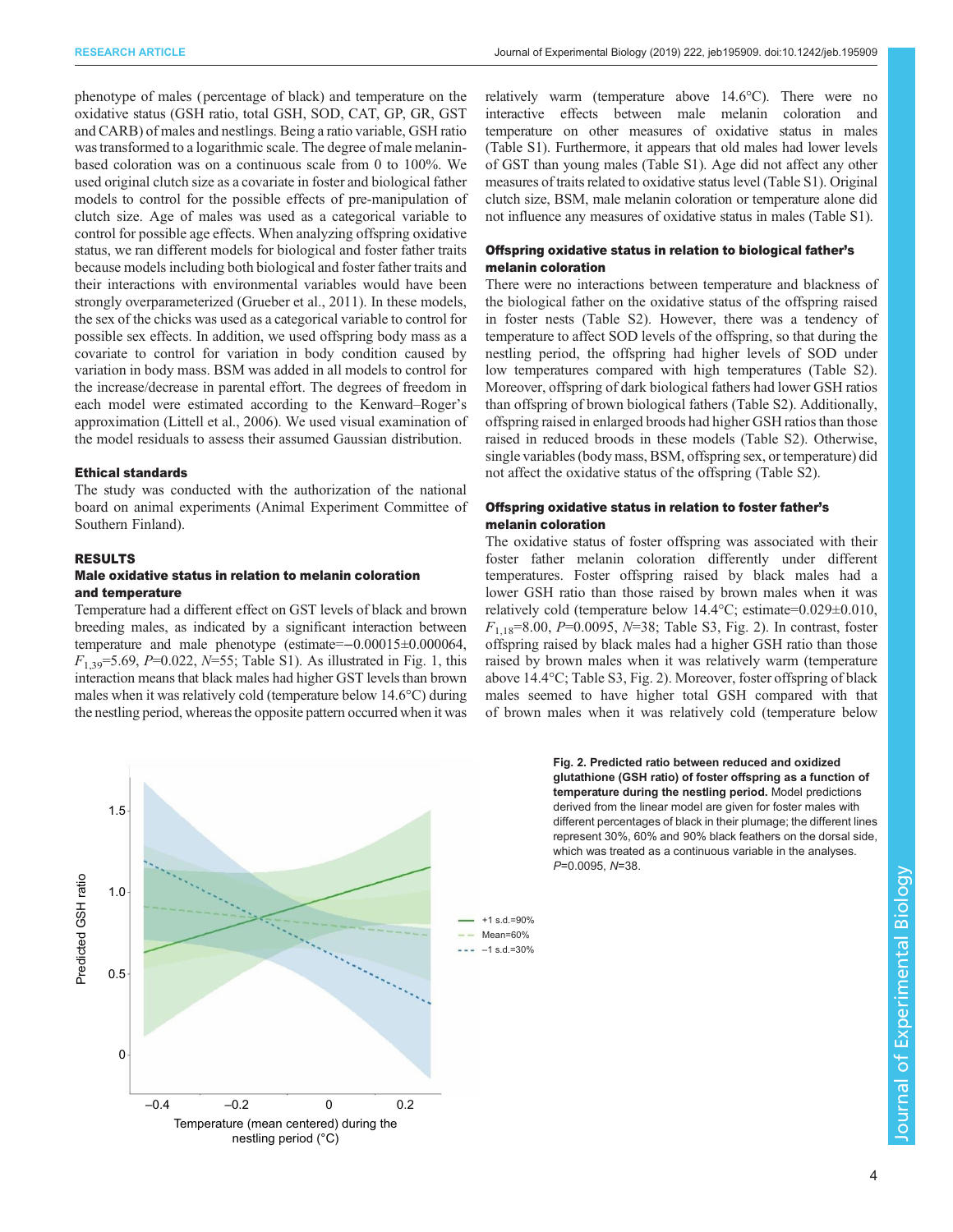phenotype of males (percentage of black) and temperature on the oxidative status (GSH ratio, total GSH, SOD, CAT, GP, GR, GST and CARB) of males and nestlings. Being a ratio variable, GSH ratio was transformed to a logarithmic scale. The degree of male melanin-based coloration was on a continuous scale from 0 to 100%. We used original clutch size as a covariate in foster and biological father models to control for the possible effects of pre-manipulation of clutch size. Age of males was used as a categorical variable to control for possible age effects. When analyzing offspring oxidative status, we ran different models for biological and foster father traits because models including both biological and foster father traits and their interactions with environmental variables would have been strongly overparameterized (Grueber et al., 2011). In these models, the sex of the chicks was used as a categorical variable to control for possible sex effects. In addition, we used offspring body mass as a covariate to control for variation in body condition caused by variation in body mass. BSM was added in all models to control for the increase/decrease in parental effort. The degrees of freedom in each model were estimated according to the Kenward–Roger's approximation (Littell et al., 2006). We used visual examination of the model residuals to assess their assumed Gaussian distribution.

### Ethical standards

The study was conducted with the authorization of the national board on animal experiments (Animal Experiment Committee of Southern Finland).

## RESULTS

### Male oxidative status in relation to melanin coloration and temperature

Temperature had a different effect on GST levels of black and brown breeding males, as indicated by a significant interaction between temperature and male phenotype (estimate=−0.00015±0.000064, $F_{1,39}$=5.69, $P$=0.022, $N$=55; Table S1). As illustrated in Fig. 1, this interaction means that black males had higher GST levels than brown males when it was relatively cold (temperature below 14.6°C) during the nestling period, whereas the opposite pattern occurred when it was relatively warm (temperature above 14.6°C). There were no interactive effects between male melanin coloration and temperature on other measures of oxidative status in males (Table S1). Furthermore, it appears that old males had lower levels of GST than young males (Table S1). Age did not affect any other measures of traits related to oxidative status level (Table S1). Original clutch size, BSM, male melanin coloration or temperature alone did not influence any measures of oxidative status in males (Table S1).

### Offspring oxidative status in relation to biological father's melanin coloration

There were no interactions between temperature and blackness of the biological father on the oxidative status of the offspring raised in foster nests (Table S2). However, there was a tendency of temperature to affect SOD levels of the offspring, so that during the nestling period, the offspring had higher levels of SOD under low temperatures compared with high temperatures (Table S2). Moreover, offspring of dark biological fathers had lower GSH ratios than offspring of brown biological fathers (Table S2). Additionally, offspring raised in enlarged broods had higher GSH ratios than those raised in reduced broods in these models (Table S2). Otherwise, single variables (body mass, BSM, offspring sex, or temperature) did not affect the oxidative status of the offspring (Table S2).

### Offspring oxidative status in relation to foster father's melanin coloration

The oxidative status of foster offspring was associated with their foster father melanin coloration differently under different temperatures. Foster offspring raised by black males had a lower GSH ratio than those raised by brown males when it was relatively cold (temperature below 14.4°C; estimate=0.029±0.010, $F_{1,18}$=8.00, $P$=0.0095, $N$=38; Table S3, Fig. 2). In contrast, foster offspring raised by black males had a higher GSH ratio than those raised by brown males when it was relatively warm (temperature above 14.4°C; Table S3, Fig. 2). Moreover, foster offspring of black males seemed to have higher total GSH compared with that of brown males when it was relatively cold (temperature below

**Fig. 2. Predicted ratio between reduced and oxidized glutathione (GSH ratio) of foster offspring as a function of temperature during the nestling period.** Model predictions derived from the linear model are given for foster males with different percentages of black in their plumage; the different lines represent 30%, 60% and 90% black feathers on the dorsal side, which was treated as a continuous variable in the analyses. $P$=0.0095, $N$=38.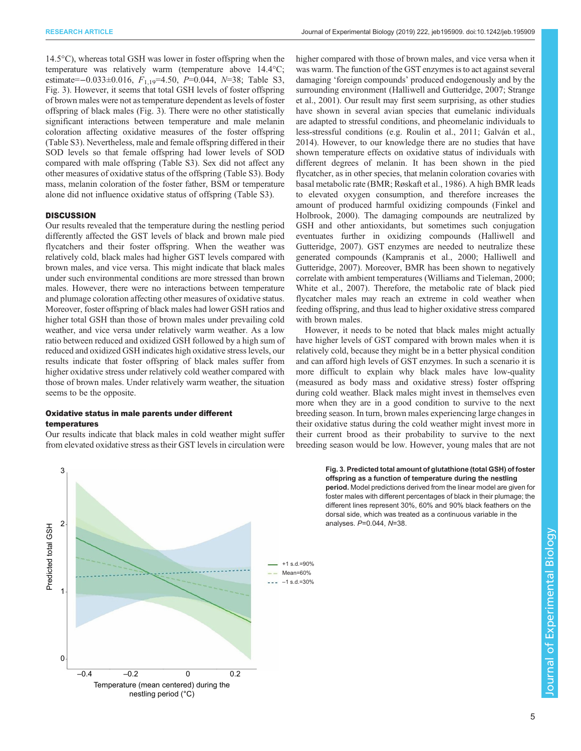14.5°C), whereas total GSH was lower in foster offspring when the temperature was relatively warm (temperature above 14.4°C; estimate=−0.033±0.016, $F_{1,19}$=4.50, $P$=0.044, $N$=38; Table S3, Fig. 3). However, it seems that total GSH levels of foster offspring of brown males were not as temperature dependent as levels of foster offspring of black males (Fig. 3). There were no other statistically significant interactions between temperature and male melanin coloration affecting oxidative measures of the foster offspring (Table S3). Nevertheless, male and female offspring differed in their SOD levels so that female offspring had lower levels of SOD compared with male offspring (Table S3). Sex did not affect any other measures of oxidative status of the offspring (Table S3). Body mass, melanin coloration of the foster father, BSM or temperature alone did not influence oxidative status of offspring (Table S3).

## DISCUSSION

Our results revealed that the temperature during the nestling period differently affected the GST levels of black and brown male pied flycatchers and their foster offspring. When the weather was relatively cold, black males had higher GST levels compared with brown males, and vice versa. This might indicate that black males under such environmental conditions are more stressed than brown males. However, there were no interactions between temperature and plumage coloration affecting other measures of oxidative status. Moreover, foster offspring of black males had lower GSH ratios and higher total GSH than those of brown males under prevailing cold weather, and vice versa under relatively warm weather. As a low ratio between reduced and oxidized GSH followed by a high sum of reduced and oxidized GSH indicates high oxidative stress levels, our results indicate that foster offspring of black males suffer from higher oxidative stress under relatively cold weather compared with those of brown males. Under relatively warm weather, the situation seems to be the opposite.

### Oxidative status in male parents under different temperatures

Our results indicate that black males in cold weather might suffer from elevated oxidative stress as their GST levels in circulation were higher compared with those of brown males, and vice versa when it was warm. The function of the GST enzymes is to act against several damaging 'foreign compounds' produced endogenously and by the surrounding environment (Halliwell and Gutteridge, 2007; Strange et al., 2001). Our result may first seem surprising, as other studies have shown in several avian species that eumelanic individuals are adapted to stressful conditions, and pheomelanic individuals to less-stressful conditions (e.g. Roulin et al., 2011; Galván et al., 2014). However, to our knowledge there are no studies that have shown temperature effects on oxidative status of individuals with different degrees of melanin. It has been shown in the pied flycatcher, as in other species, that melanin coloration covaries with basal metabolic rate (BMR; Røskaft et al., 1986). A high BMR leads to elevated oxygen consumption, and therefore increases the amount of produced harmful oxidizing compounds (Finkel and Holbrook, 2000). The damaging compounds are neutralized by GSH and other antioxidants, but sometimes such conjugation eventuates further in oxidizing compounds (Halliwell and Gutteridge, 2007). GST enzymes are needed to neutralize these generated compounds (Kampranis et al., 2000; Halliwell and Gutteridge, 2007). Moreover, BMR has been shown to negatively correlate with ambient temperatures (Williams and Tieleman, 2000; White et al., 2007). Therefore, the metabolic rate of black pied flycatcher males may reach an extreme in cold weather when feeding offspring, and thus lead to higher oxidative stress compared with brown males.

However, it needs to be noted that black males might actually have higher levels of GST compared with brown males when it is relatively cold, because they might be in a better physical condition and can afford high levels of GST enzymes. In such a scenario it is more difficult to explain why black males have low-quality (measured as body mass and oxidative stress) foster offspring during cold weather. Black males might invest in themselves even more when they are in a good condition to survive to the next breeding season. In turn, brown males experiencing large changes in their oxidative status during the cold weather might invest more in their current brood as their probability to survive to the next breeding season would be low. However, young males that are not

**Fig. 3. Predicted total amount of glutathione (total GSH) of foster offspring as a function of temperature during the nestling period.** Model predictions derived from the linear model are given for foster males with different percentages of black in their plumage; the different lines represent 30%, 60% and 90% black feathers on the dorsal side, which was treated as a continuous variable in the analyses. $P$=0.044, $N$=38.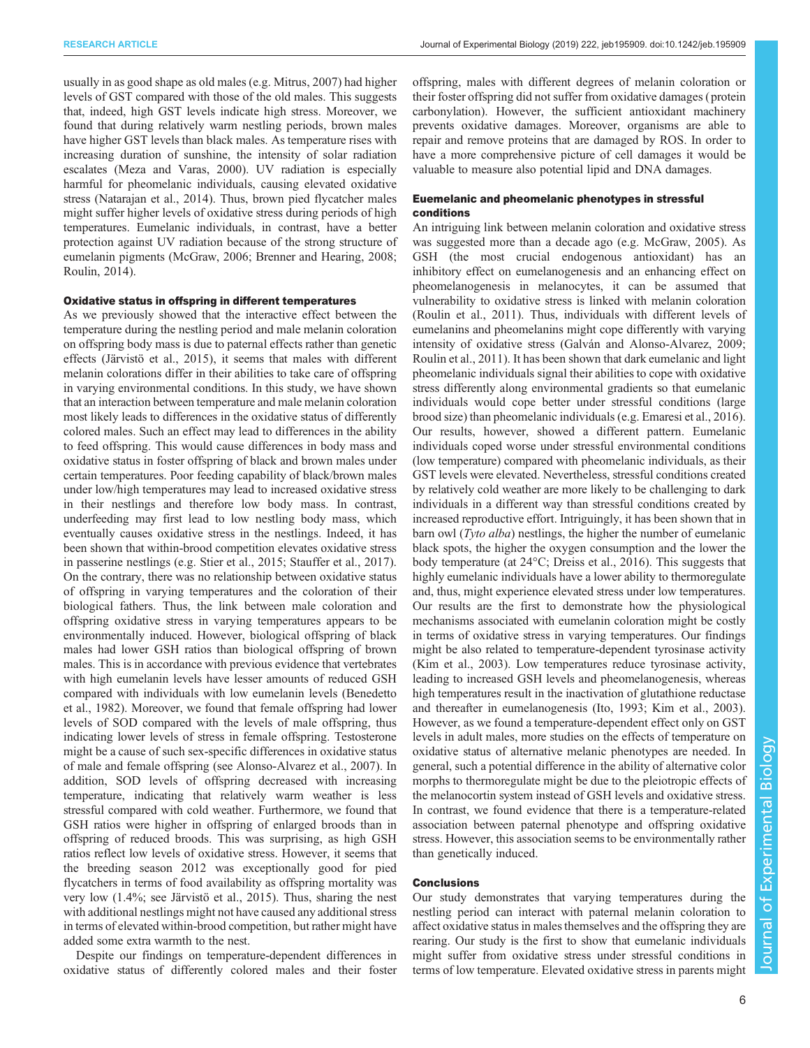usually in as good shape as old males (e.g. Mitrus, 2007) had higher levels of GST compared with those of the old males. This suggests that, indeed, high GST levels indicate high stress. Moreover, we found that during relatively warm nestling periods, brown males have higher GST levels than black males. As temperature rises with increasing duration of sunshine, the intensity of solar radiation escalates (Meza and Varas, 2000). UV radiation is especially harmful for pheomelanic individuals, causing elevated oxidative stress (Natarajan et al., 2014). Thus, brown pied flycatcher males might suffer higher levels of oxidative stress during periods of high temperatures. Eumelanic individuals, in contrast, have a better protection against UV radiation because of the strong structure of eumelanin pigments (McGraw, 2006; Brenner and Hearing, 2008; Roulin, 2014).

### Oxidative status in offspring in different temperatures

As we previously showed that the interactive effect between the temperature during the nestling period and male melanin coloration on offspring body mass is due to paternal effects rather than genetic effects (Järvistö et al., 2015), it seems that males with different melanin colorations differ in their abilities to take care of offspring in varying environmental conditions. In this study, we have shown that an interaction between temperature and male melanin coloration most likely leads to differences in the oxidative status of differently colored males. Such an effect may lead to differences in the ability to feed offspring. This would cause differences in body mass and oxidative status in foster offspring of black and brown males under certain temperatures. Poor feeding capability of black/brown males under low/high temperatures may lead to increased oxidative stress in their nestlings and therefore low body mass. In contrast, underfeeding may first lead to low nestling body mass, which eventually causes oxidative stress in the nestlings. Indeed, it has been shown that within-brood competition elevates oxidative stress in passerine nestlings (e.g. Stier et al., 2015; Stauffer et al., 2017). On the contrary, there was no relationship between oxidative status of offspring in varying temperatures and the coloration of their biological fathers. Thus, the link between male coloration and offspring oxidative stress in varying temperatures appears to be environmentally induced. However, biological offspring of black males had lower GSH ratios than biological offspring of brown males. This is in accordance with previous evidence that vertebrates with high eumelanin levels have lesser amounts of reduced GSH compared with individuals with low eumelanin levels (Benedetto et al., 1982). Moreover, we found that female offspring had lower levels of SOD compared with the levels of male offspring, thus indicating lower levels of stress in female offspring. Testosterone might be a cause of such sex-specific differences in oxidative status of male and female offspring (see Alonso-Alvarez et al., 2007). In addition, SOD levels of offspring decreased with increasing temperature, indicating that relatively warm weather is less stressful compared with cold weather. Furthermore, we found that GSH ratios were higher in offspring of enlarged broods than in offspring of reduced broods. This was surprising, as high GSH ratios reflect low levels of oxidative stress. However, it seems that the breeding season 2012 was exceptionally good for pied flycatchers in terms of food availability as offspring mortality was very low (1.4%; see Järvistö et al., 2015). Thus, sharing the nest with additional nestlings might not have caused any additional stress in terms of elevated within-brood competition, but rather might have added some extra warmth to the nest.

Despite our findings on temperature-dependent differences in oxidative status of differently colored males and their foster offspring, males with different degrees of melanin coloration or their foster offspring did not suffer from oxidative damages (protein carbonylation). However, the sufficient antioxidant machinery prevents oxidative damages. Moreover, organisms are able to repair and remove proteins that are damaged by ROS. In order to have a more comprehensive picture of cell damages it would be valuable to measure also potential lipid and DNA damages.

### Euemelanic and pheomelanic phenotypes in stressful conditions

An intriguing link between melanin coloration and oxidative stress was suggested more than a decade ago (e.g. McGraw, 2005). As GSH (the most crucial endogenous antioxidant) has an inhibitory effect on eumelanogenesis and an enhancing effect on pheomelanogenesis in melanocytes, it can be assumed that vulnerability to oxidative stress is linked with melanin coloration (Roulin et al., 2011). Thus, individuals with different levels of eumelanins and pheomelanins might cope differently with varying intensity of oxidative stress (Galván and Alonso-Alvarez, 2009; Roulin et al., 2011). It has been shown that dark eumelanic and light pheomelanic individuals signal their abilities to cope with oxidative stress differently along environmental gradients so that eumelanic individuals would cope better under stressful conditions (large brood size) than pheomelanic individuals (e.g. Emaresi et al., 2016). Our results, however, showed a different pattern. Eumelanic individuals coped worse under stressful environmental conditions (low temperature) compared with pheomelanic individuals, as their GST levels were elevated. Nevertheless, stressful conditions created by relatively cold weather are more likely to be challenging to dark individuals in a different way than stressful conditions created by increased reproductive effort. Intriguingly, it has been shown that in barn owl (*Tyto alba*) nestlings, the higher the number of eumelanic black spots, the higher the oxygen consumption and the lower the body temperature (at 24°C; Dreiss et al., 2016). This suggests that highly eumelanic individuals have a lower ability to thermoregulate and, thus, might experience elevated stress under low temperatures. Our results are the first to demonstrate how the physiological mechanisms associated with eumelanin coloration might be costly in terms of oxidative stress in varying temperatures. Our findings might be also related to temperature-dependent tyrosinase activity (Kim et al., 2003). Low temperatures reduce tyrosinase activity, leading to increased GSH levels and pheomelanogenesis, whereas high temperatures result in the inactivation of glutathione reductase and thereafter in eumelanogenesis (Ito, 1993; Kim et al., 2003). However, as we found a temperature-dependent effect only on GST levels in adult males, more studies on the effects of temperature on oxidative status of alternative melanic phenotypes are needed. In general, such a potential difference in the ability of alternative color morphs to thermoregulate might be due to the pleiotropic effects of the melanocortin system instead of GSH levels and oxidative stress. In contrast, we found evidence that there is a temperature-related association between paternal phenotype and offspring oxidative stress. However, this association seems to be environmentally rather than genetically induced.

### Conclusions

Our study demonstrates that varying temperatures during the nestling period can interact with paternal melanin coloration to affect oxidative status in males themselves and the offspring they are rearing. Our study is the first to show that eumelanic individuals might suffer from oxidative stress under stressful conditions in terms of low temperature. Elevated oxidative stress in parents might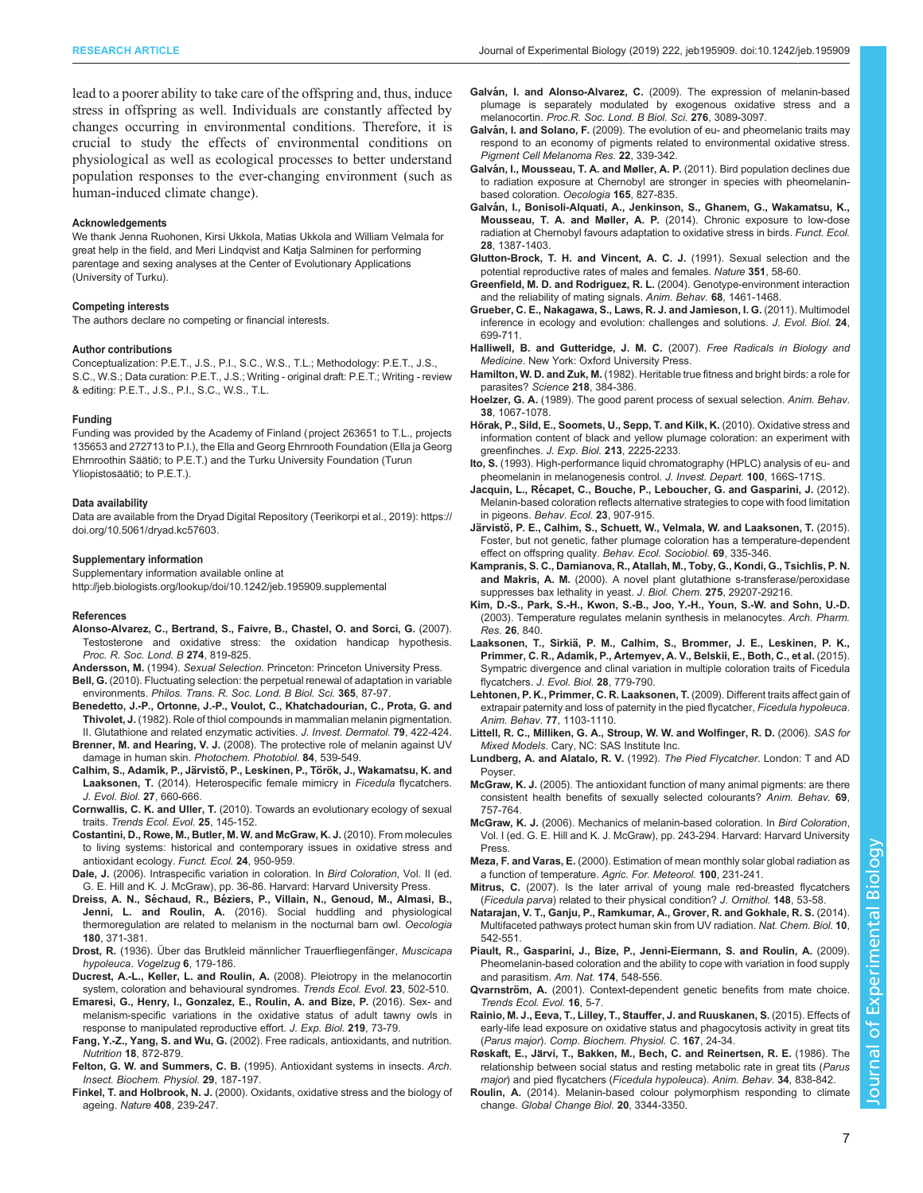lead to a poorer ability to take care of the offspring and, thus, induce stress in offspring as well. Individuals are constantly affected by changes occurring in environmental conditions. Therefore, it is crucial to study the effects of environmental conditions on physiological as well as ecological processes to better understand population responses to the ever-changing environment (such as human-induced climate change).

#### Acknowledgements

We thank Jenna Ruohonen, Kirsi Ukkola, Matias Ukkola and William Velmala for great help in the field, and Meri Lindqvist and Katja Salminen for performing parentage and sexing analyses at the Center of Evolutionary Applications (University of Turku).

#### Competing interests

The authors declare no competing or financial interests.

#### Author contributions

Conceptualization: P.E.T., J.S., P.I., S.C., W.S., T.L.; Methodology: P.E.T., J.S., S.C., W.S.; Data curation: P.E.T., J.S.; Writing - original draft: P.E.T.; Writing - review & editing: P.E.T., J.S., P.I., S.C., W.S., T.L.

#### Funding

Funding was provided by the Academy of Finland (project 263651 to T.L., projects 135653 and 272713 to P.I.), the Ella and Georg Ehrnrooth Foundation (Ella ja Georg Ehrnroothin Säätiö; to P.E.T.) and the Turku University Foundation (Turun Yliopistosäätiö; to P.E.T.).

#### Data availability

Data are available from the Dryad Digital Repository (Teerikorpi et al., 2019): https://doi.org/10.5061/dryad.kc57603.

#### Supplementary information

Supplementary information available online at
http://jeb.biologists.org/lookup/doi/10.1242/jeb.195909.supplemental

#### References

**Alonso-Alvarez, C., Bertrand, S., Faivre, B., Chastel, O. and Sorci, G.** (2007). Testosterone and oxidative stress: the oxidation handicap hypothesis. *Proc. R. Soc. Lond. B* **274**, 819-825.

**Andersson, M.** (1994). *Sexual Selection*. Princeton: Princeton University Press.

**Bell, G.** (2010). Fluctuating selection: the perpetual renewal of adaptation in variable environments. *Philos. Trans. R. Soc. Lond. B Biol. Sci.* **365**, 87-97.

**Benedetto, J.-P., Ortonne, J.-P., Voulot, C., Khatchadourian, C., Prota, G. and Thivolet, J.** (1982). Role of thiol compounds in mammalian melanin pigmentation. II. Glutathione and related enzymatic activities. *J. Invest. Dermatol.* **79**, 422-424.

**Brenner, M. and Hearing, V. J.** (2008). The protective role of melanin against UV damage in human skin. *Photochem. Photobiol.* **84**, 539-549.

**Calhim, S., Adamík, P., Järvistö, P., Leskinen, P., Török, J., Wakamatsu, K. and Laaksonen, T.** (2014). Heterospecific female mimicry in *Ficedula* flycatchers. *J. Evol. Biol.* **27**, 660-666.

**Cornwallis, C. K. and Uller, T.** (2010). Towards an evolutionary ecology of sexual traits. *Trends Ecol. Evol.* **25**, 145-152.

**Costantini, D., Rowe, M., Butler, M. W. and McGraw, K. J.** (2010). From molecules to living systems: historical and contemporary issues in oxidative stress and antioxidant ecology. *Funct. Ecol.* **24**, 950-959.

**Dale, J.** (2006). Intraspecific variation in coloration. In *Bird Coloration*, Vol. II (ed. G. E. Hill and K. J. McGraw), pp. 36-86. Harvard: Harvard University Press.

**Dreiss, A. N., Séchaud, R., Béziers, P., Villain, N., Genoud, M., Almasi, B., Jenni, L. and Roulin, A.** (2016). Social huddling and physiological thermoregulation are related to melanism in the nocturnal barn owl. *Oecologia* **180**, 371-381.

**Drost, R.** (1936). Über das Brutkleid männlicher Trauerfliegenfänger, *Muscicapa hypoleuca*. *Vogelzug* **6**, 179-186.

**Ducrest, A.-L., Keller, L. and Roulin, A.** (2008). Pleiotropy in the melanocortin system, coloration and behavioural syndromes. *Trends Ecol. Evol.* **23**, 502-510.

**Emaresi, G., Henry, I., Gonzalez, E., Roulin, A. and Bize, P.** (2016). Sex- and melanism-specific variations in the oxidative status of adult tawny owls in response to manipulated reproductive effort. *J. Exp. Biol.* **219**, 73-79.

**Fang, Y.-Z., Yang, S. and Wu, G.** (2002). Free radicals, antioxidants, and nutrition. *Nutrition* **18**, 872-879.

**Felton, G. W. and Summers, C. B.** (1995). Antioxidant systems in insects. *Arch. Insect. Biochem. Physiol.* **29**, 187-197.

**Finkel, T. and Holbrook, N. J.** (2000). Oxidants, oxidative stress and the biology of ageing. *Nature* **408**, 239-247.

**Galván, I. and Alonso-Alvarez, C.** (2009). The expression of melanin-based plumage is separately modulated by exogenous oxidative stress and a melanocortin. *Proc.R. Soc. Lond. B Biol. Sci.* **276**, 3089-3097.

**Galván, I. and Solano, F.** (2009). The evolution of eu- and pheomelanic traits may respond to an economy of pigments related to environmental oxidative stress. *Pigment Cell Melanoma Res.* **22**, 339-342.

**Galván, I., Mousseau, T. A. and Møller, A. P.** (2011). Bird population declines due to radiation exposure at Chernobyl are stronger in species with pheomelanin-based coloration. *Oecologia* **165**, 827-835.

**Galván, I., Bonisoli-Alquati, A., Jenkinson, S., Ghanem, G., Wakamatsu, K., Mousseau, T. A. and Møller, A. P.** (2014). Chronic exposure to low-dose radiation at Chernobyl favours adaptation to oxidative stress in birds. *Funct. Ecol.* **28**, 1387-1403.

**Glutton-Brock, T. H. and Vincent, A. C. J.** (1991). Sexual selection and the potential reproductive rates of males and females. *Nature* **351**, 58-60.

**Greenfield, M. D. and Rodriguez, R. L.** (2004). Genotype-environment interaction and the reliability of mating signals. *Anim. Behav.* **68**, 1461-1468.

**Grueber, C. E., Nakagawa, S., Laws, R. J. and Jamieson, I. G.** (2011). Multimodel inference in ecology and evolution: challenges and solutions. *J. Evol. Biol.* **24**, 699-711.

**Halliwell, B. and Gutteridge, J. M. C.** (2007). *Free Radicals in Biology and Medicine*. New York: Oxford University Press.

**Hamilton, W. D. and Zuk, M.** (1982). Heritable true fitness and bright birds: a role for parasites? *Science* **218**, 384-386.

**Hoelzer, G. A.** (1989). The good parent process of sexual selection. *Anim. Behav.* **38**, 1067-1078.

**Hõrak, P., Sild, E., Soomets, U., Sepp, T. and Kilk, K.** (2010). Oxidative stress and information content of black and yellow plumage coloration: an experiment with greenfinches. *J. Exp. Biol.* **213**, 2225-2233.

**Ito, S.** (1993). High-performance liquid chromatography (HPLC) analysis of eu- and pheomelanin in melanogenesis control. *J. Invest. Depart.* **100**, 166S-171S.

**Jacquin, L., Récapet, C., Bouche, P., Leboucher, G. and Gasparini, J.** (2012). Melanin-based coloration reflects alternative strategies to cope with food limitation in pigeons. *Behav. Ecol.* **23**, 907-915.

**Järvistö, P. E., Calhim, S., Schuett, W., Velmala, W. and Laaksonen, T.** (2015). Foster, but not genetic, father plumage coloration has a temperature-dependent effect on offspring quality. *Behav. Ecol. Sociobiol.* **69**, 335-346.

**Kampranis, S. C., Damianova, R., Atallah, M., Toby, G., Kondi, G., Tsichlis, P. N. and Makris, A. M.** (2000). A novel plant glutathione s-transferase/peroxidase suppresses bax lethality in yeast. *J. Biol. Chem.* **275**, 29207-29216.

**Kim, D.-S., Park, S.-H., Kwon, S.-B., Joo, Y.-H., Youn, S.-W. and Sohn, U.-D.** (2003). Temperature regulates melanin synthesis in melanocytes. *Arch. Pharm. Res.* **26**, 840.

**Laaksonen, T., Sirkiä, P. M., Calhim, S., Brommer, J. E., Leskinen, P. K., Primmer, C. R., Adamík, P., Artemyev, A. V., Belskii, E., Both, C., et al.** (2015). Sympatric divergence and clinal variation in multiple coloration traits of Ficedula flycatchers. *J. Evol. Biol.* **28**, 779-790.

**Lehtonen, P. K., Primmer, C. R. Laaksonen, T.** (2009). Different traits affect gain of extrapair paternity and loss of paternity in the pied flycatcher, *Ficedula hypoleuca*. *Anim. Behav.* **77**, 1103-1110.

**Littell, R. C., Milliken, G. A., Stroup, W. W. and Wolfinger, R. D.** (2006). *SAS for Mixed Models*. Cary, NC: SAS Institute Inc.

**Lundberg, A. and Alatalo, R. V.** (1992). *The Pied Flycatcher*. London: T and AD Poyser.

**McGraw, K. J.** (2005). The antioxidant function of many animal pigments: are there consistent health benefits of sexually selected colourants? *Anim. Behav.* **69**, 757-764.

**McGraw, K. J.** (2006). Mechanics of melanin-based coloration. In *Bird Coloration*, Vol. I (ed. G. E. Hill and K. J. McGraw), pp. 243-294. Harvard: Harvard University Press.

**Meza, F. and Varas, E.** (2000). Estimation of mean monthly solar global radiation as a function of temperature. *Agric. For. Meteorol.* **100**, 231-241.

**Mitrus, C.** (2007). Is the later arrival of young male red-breasted flycatchers (*Ficedula parva*) related to their physical condition? *J. Ornithol.* **148**, 53-58.

**Natarajan, V. T., Ganju, P., Ramkumar, A., Grover, R. and Gokhale, R. S.** (2014). Multifaceted pathways protect human skin from UV radiation. *Nat. Chem. Biol.* **10**, 542-551.

**Piault, R., Gasparini, J., Bize, P., Jenni-Eiermann, S. and Roulin, A.** (2009). Pheomelanin-based coloration and the ability to cope with variation in food supply and parasitism. *Am. Nat.* **174**, 548-556.

**Qvarnström, A.** (2001). Context-dependent genetic benefits from mate choice. *Trends Ecol. Evol.* **16**, 5-7.

**Rainio, M. J., Eeva, T., Lilley, T., Stauffer, J. and Ruuskanen, S.** (2015). Effects of early-life lead exposure on oxidative status and phagocytosis activity in great tits (*Parus major*). *Comp. Biochem. Physiol. C.* **167**, 24-34.

**Røskaft, E., Järvi, T., Bakken, M., Bech, C. and Reinertsen, R. E.** (1986). The relationship between social status and resting metabolic rate in great tits (*Parus major*) and pied flycatchers (*Ficedula hypoleuca*). *Anim. Behav.* **34**, 838-842.

**Roulin, A.** (2014). Melanin-based colour polymorphism responding to climate change. *Global Change Biol.* **20**, 3344-3350.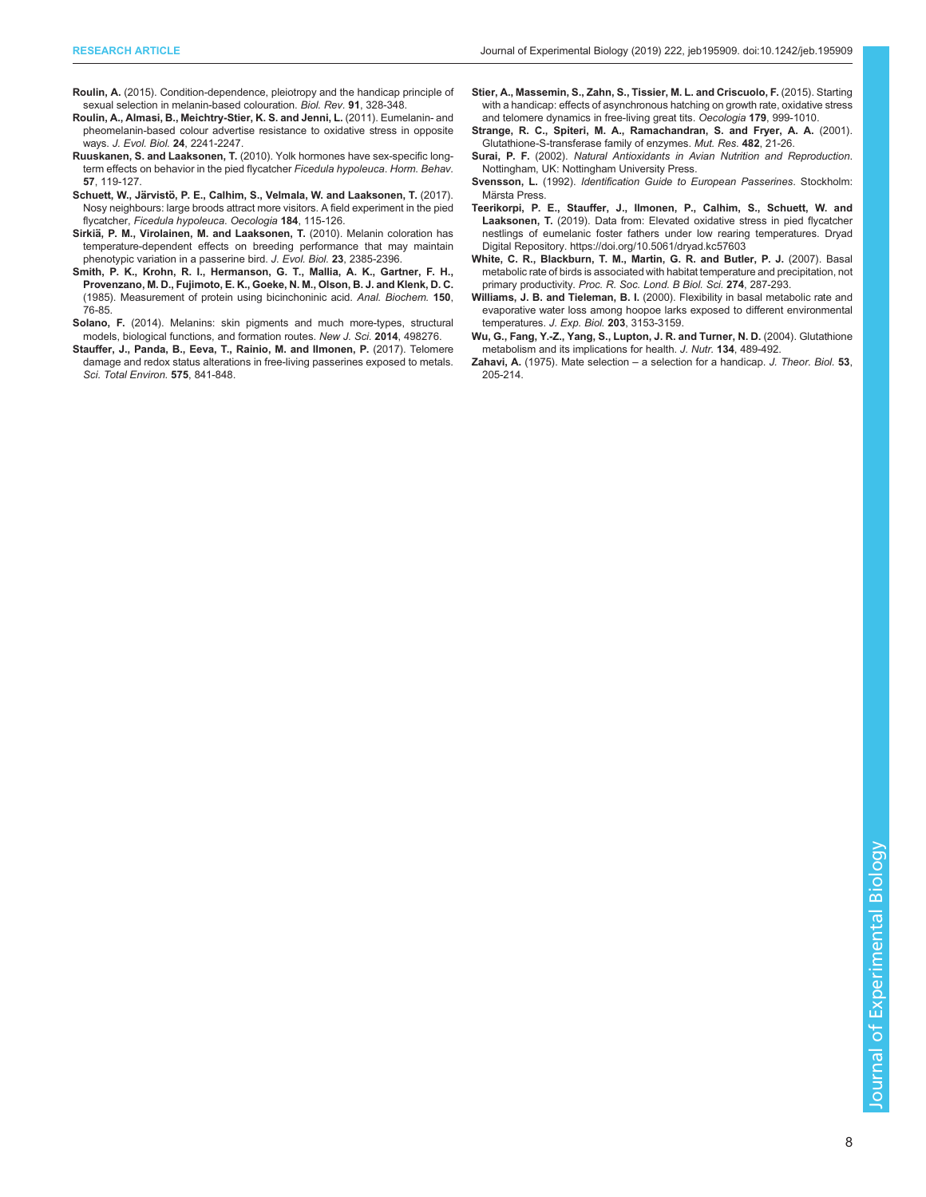**Roulin, A.** (2015). Condition-dependence, pleiotropy and the handicap principle of sexual selection in melanin-based colouration. *Biol. Rev.* **91**, 328-348.

**Roulin, A., Almasi, B., Meichtry-Stier, K. S. and Jenni, L.** (2011). Eumelanin- and pheomelanin-based colour advertise resistance to oxidative stress in opposite ways. *J. Evol. Biol.* **24**, 2241-2247.

**Ruuskanen, S. and Laaksonen, T.** (2010). Yolk hormones have sex-specific long-term effects on behavior in the pied flycatcher *Ficedula hypoleuca*. *Horm. Behav.* **57**, 119-127.

**Schuett, W., Järvistö, P. E., Calhim, S., Velmala, W. and Laaksonen, T.** (2017). Nosy neighbours: large broods attract more visitors. A field experiment in the pied flycatcher, *Ficedula hypoleuca*. *Oecologia* **184**, 115-126.

**Sirkiä, P. M., Virolainen, M. and Laaksonen, T.** (2010). Melanin coloration has temperature-dependent effects on breeding performance that may maintain phenotypic variation in a passerine bird. *J. Evol. Biol.* **23**, 2385-2396.

**Smith, P. K., Krohn, R. I., Hermanson, G. T., Mallia, A. K., Gartner, F. H., Provenzano, M. D., Fujimoto, E. K., Goeke, N. M., Olson, B. J. and Klenk, D. C.** (1985). Measurement of protein using bicinchoninic acid. *Anal. Biochem.* **150**, 76-85.

**Solano, F.** (2014). Melanins: skin pigments and much more-types, structural models, biological functions, and formation routes. *New J. Sci.* **2014**, 498276.

**Stauffer, J., Panda, B., Eeva, T., Rainio, M. and Ilmonen, P.** (2017). Telomere damage and redox status alterations in free-living passerines exposed to metals. *Sci. Total Environ.* **575**, 841-848.

**Stier, A., Massemin, S., Zahn, S., Tissier, M. L. and Criscuolo, F.** (2015). Starting with a handicap: effects of asynchronous hatching on growth rate, oxidative stress and telomere dynamics in free-living great tits. *Oecologia* **179**, 999-1010.

**Strange, R. C., Spiteri, M. A., Ramachandran, S. and Fryer, A. A.** (2001). Glutathione-S-transferase family of enzymes. *Mut. Res.* **482**, 21-26.

**Surai, P. F.** (2002). *Natural Antioxidants in Avian Nutrition and Reproduction*. Nottingham, UK: Nottingham University Press.

**Svensson, L.** (1992). *Identification Guide to European Passerines*. Stockholm: Märsta Press.

**Teerikorpi, P. E., Stauffer, J., Ilmonen, P., Calhim, S., Schuett, W. and Laaksonen, T.** (2019). Data from: Elevated oxidative stress in pied flycatcher nestlings of eumelanic foster fathers under low rearing temperatures. Dryad Digital Repository. https://doi.org/10.5061/dryad.kc57603

**White, C. R., Blackburn, T. M., Martin, G. R. and Butler, P. J.** (2007). Basal metabolic rate of birds is associated with habitat temperature and precipitation, not primary productivity. *Proc. R. Soc. Lond. B Biol. Sci.* **274**, 287-293.

**Williams, J. B. and Tieleman, B. I.** (2000). Flexibility in basal metabolic rate and evaporative water loss among hoopoe larks exposed to different environmental temperatures. *J. Exp. Biol.* **203**, 3153-3159.

**Wu, G., Fang, Y.-Z., Yang, S., Lupton, J. R. and Turner, N. D.** (2004). Glutathione metabolism and its implications for health. *J. Nutr.* **134**, 489-492.

**Zahavi, A.** (1975). Mate selection – a selection for a handicap. *J. Theor. Biol.* **53**, 205-214.